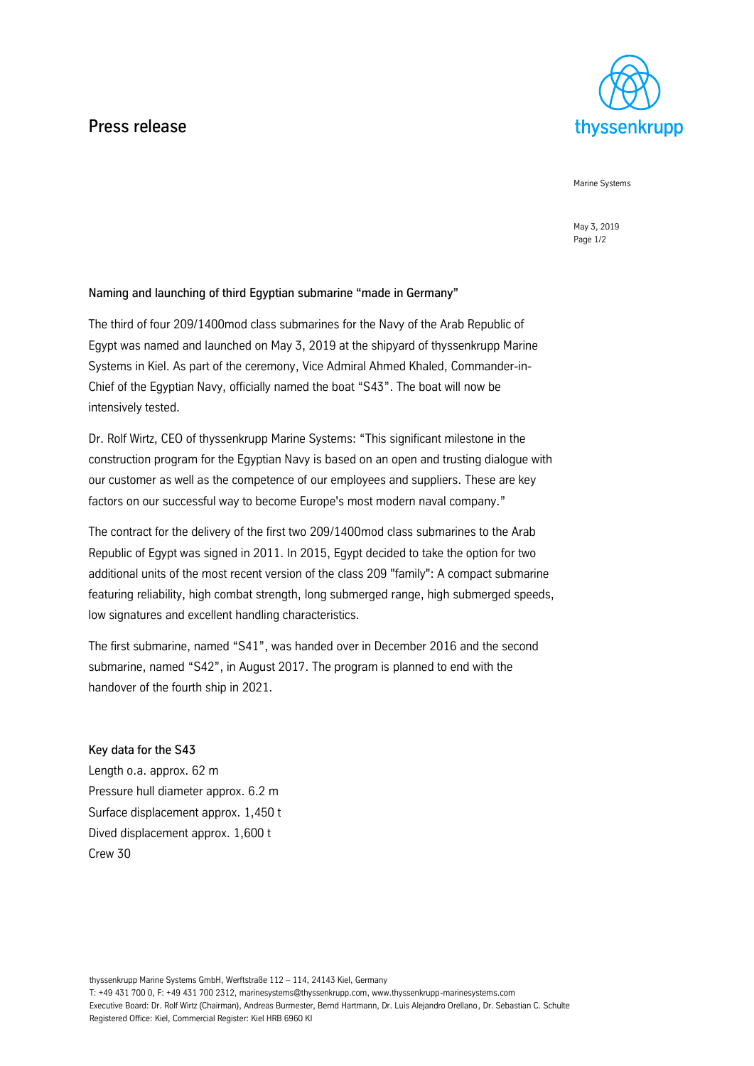# Press release

Marine Systems

May 3, 2019

## Naming and launching of third Egyptian submarine "made in Germany"

The third of four 209/1400mod class submarines for the Navy of the Arab Republic of Egypt was named and launched on May 3, 2019 at the shipyard of thyssenkrupp Marine Systems in Kiel. As part of the ceremony, Vice Admiral Ahmed Khaled, Commander-in-Chief of the Egyptian Navy, officially named the boat "S43". The boat will now be intensively tested.

Dr. Rolf Wirtz, CEO of thyssenkrupp Marine Systems: "This significant milestone in the construction program for the Egyptian Navy is based on an open and trusting dialogue with our customer as well as the competence of our employees and suppliers. These are key factors on our successful way to become Europe's most modern naval company."

The contract for the delivery of the first two 209/1400mod class submarines to the Arab Republic of Egypt was signed in 2011. In 2015, Egypt decided to take the option for two additional units of the most recent version of the class 209 "family": A compact submarine featuring reliability, high combat strength, long submerged range, high submerged speeds, low signatures and excellent handling characteristics.

The first submarine, named "S41", was handed over in December 2016 and the second submarine, named "S42", in August 2017. The program is planned to end with the handover of the fourth ship in 2021.

### Key data for the S43

Length o.a. approx. 62 m
Pressure hull diameter approx. 6.2 m
Surface displacement approx. 1,450 t
Dived displacement approx. 1,600 t
Crew 30

thyssenkrupp Marine Systems GmbH, Werftstraße 112 – 114, 24143 Kiel, Germany
T: +49 431 700 0, F: +49 431 700 2312, marinesystems@thyssenkrupp.com, www.thyssenkrupp-marinesystems.com
Executive Board: Dr. Rolf Wirtz (Chairman), Andreas Burmester, Bernd Hartmann, Dr. Luis Alejandro Orellano, Dr. Sebastian C. Schulte
Registered Office: Kiel, Commercial Register: Kiel HRB 6960 KI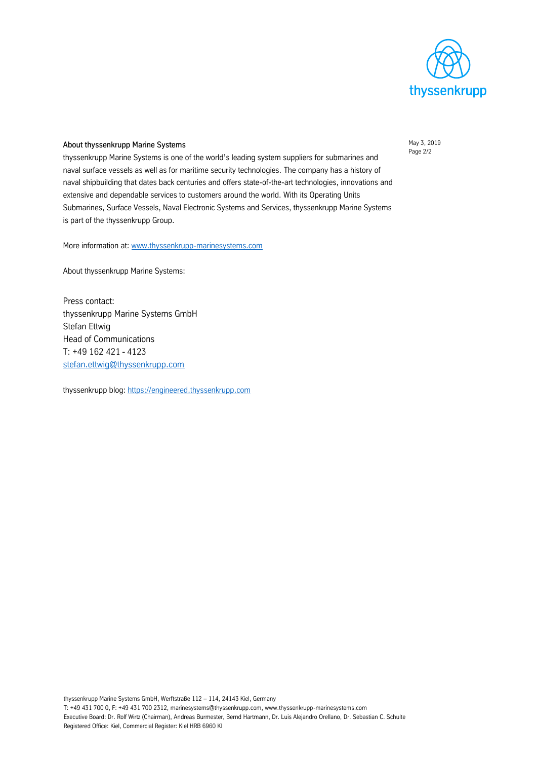**About thyssenkrupp Marine Systems**

thyssenkrupp Marine Systems is one of the world's leading system suppliers for submarines and naval surface vessels as well as for maritime security technologies. The company has a history of naval shipbuilding that dates back centuries and offers state-of-the-art technologies, innovations and extensive and dependable services to customers around the world. With its Operating Units Submarines, Surface Vessels, Naval Electronic Systems and Services, thyssenkrupp Marine Systems is part of the thyssenkrupp Group.

More information at: www.thyssenkrupp-marinesystems.com

About thyssenkrupp Marine Systems:

Press contact:
thyssenkrupp Marine Systems GmbH
Stefan Ettwig
Head of Communications
T: +49 162 421 - 4123
stefan.ettwig@thyssenkrupp.com

thyssenkrupp blog: https://engineered.thyssenkrupp.com